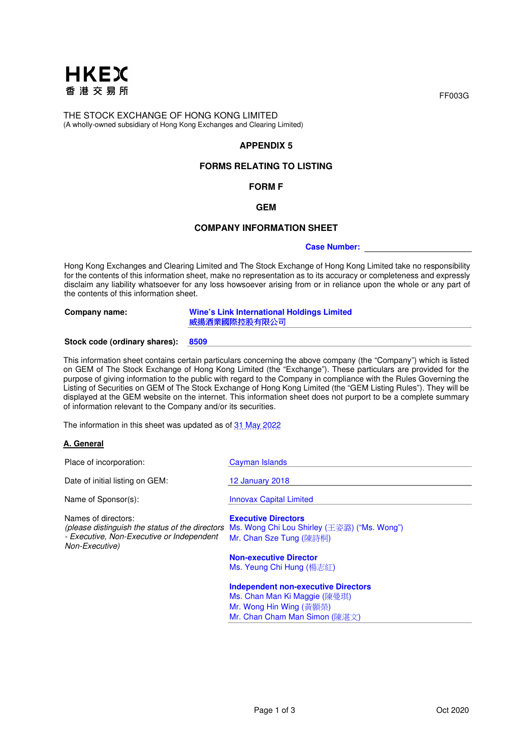HKEX
香港交易所

FF003G

THE STOCK EXCHANGE OF HONG KONG LIMITED
(A wholly-owned subsidiary of Hong Kong Exchanges and Clearing Limited)

# APPENDIX 5

## FORMS RELATING TO LISTING

## FORM F

## GEM

## COMPANY INFORMATION SHEET

**Case Number:**

Hong Kong Exchanges and Clearing Limited and The Stock Exchange of Hong Kong Limited take no responsibility for the contents of this information sheet, make no representation as to its accuracy or completeness and expressly disclaim any liability whatsoever for any loss howsoever arising from or in reliance upon the whole or any part of the contents of this information sheet.

**Company name:** **Wine's Link International Holdings Limited**
**威揚酒業國際控股有限公司**

**Stock code (ordinary shares):** **8509**

This information sheet contains certain particulars concerning the above company (the "Company") which is listed on GEM of The Stock Exchange of Hong Kong Limited (the "Exchange"). These particulars are provided for the purpose of giving information to the public with regard to the Company in compliance with the Rules Governing the Listing of Securities on GEM of The Stock Exchange of Hong Kong Limited (the "GEM Listing Rules"). They will be displayed at the GEM website on the internet. This information sheet does not purport to be a complete summary of information relevant to the Company and/or its securities.

The information in this sheet was updated as of 31 May 2022

**A. General**

| | |
|---|---|
| Place of incorporation: | Cayman Islands |
| Date of initial listing on GEM: | 12 January 2018 |
| Name of Sponsor(s): | Innovax Capital Limited |
| Names of directors:<br>*(please distinguish the status of the directors - Executive, Non-Executive or Independent Non-Executive)* | **Executive Directors**<br>Ms. Wong Chi Lou Shirley (王姿潞) ("Ms. Wong")<br>Mr. Chan Sze Tung (陳詩桐)<br><br>**Non-executive Director**<br>Ms. Yeung Chi Hung (楊志紅)<br><br>**Independent non-executive Directors**<br>Ms. Chan Man Ki Maggie (陳曼琪)<br>Mr. Wong Hin Wing (黃顯榮)<br>Mr. Chan Cham Man Simon (陳湛文) |

Oct 2020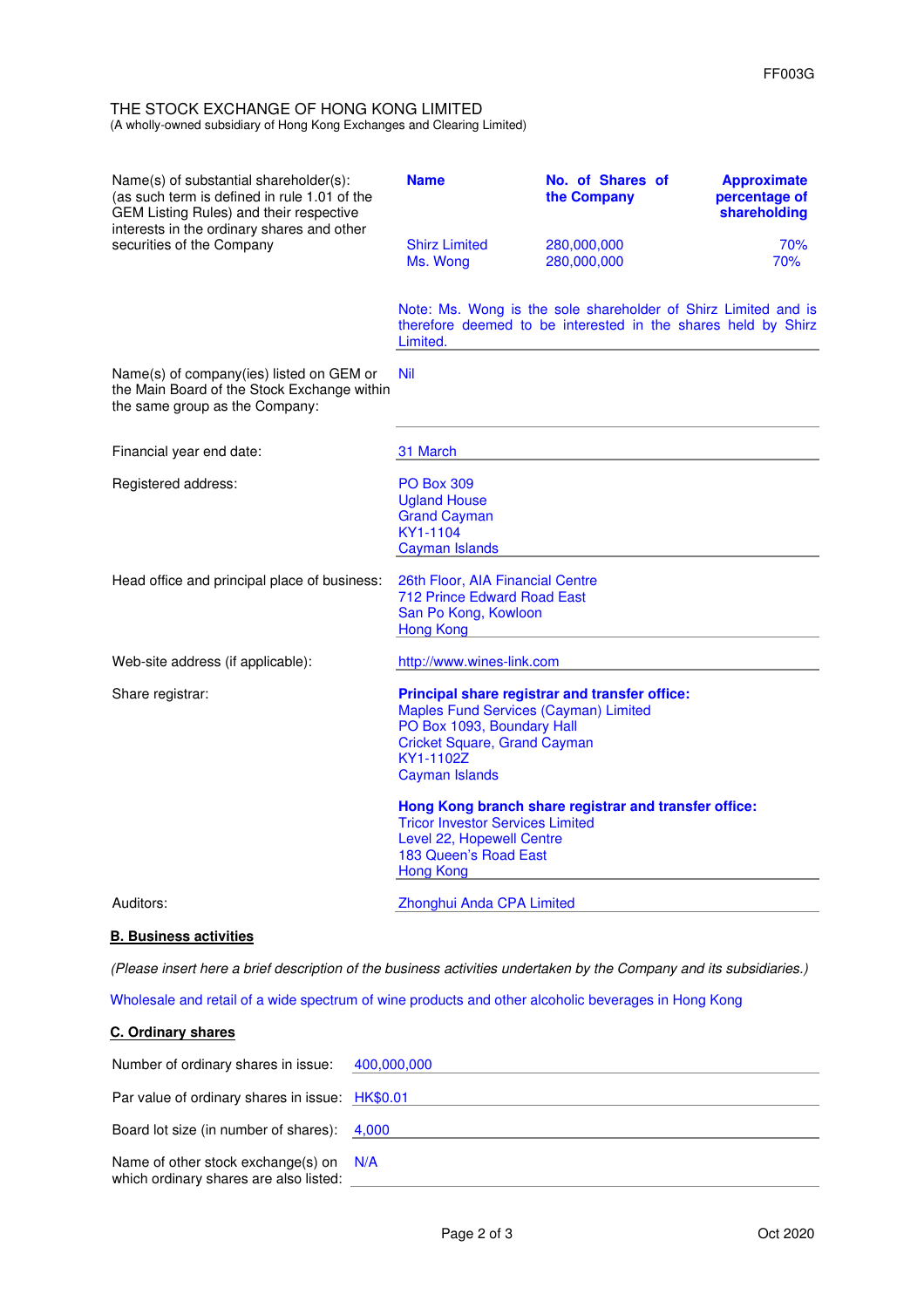THE STOCK EXCHANGE OF HONG KONG LIMITED
(A wholly-owned subsidiary of Hong Kong Exchanges and Clearing Limited)

| Name(s) of substantial shareholder(s): (as such term is defined in rule 1.01 of the GEM Listing Rules) and their respective interests in the ordinary shares and other securities of the Company | **Name** | **No. of Shares of the Company** | **Approximate percentage of shareholding** |
|---|---|---|---|
| | Shirz Limited | 280,000,000 | 70% |
| | Ms. Wong | 280,000,000 | 70% |

Note: Ms. Wong is the sole shareholder of Shirz Limited and is therefore deemed to be interested in the shares held by Shirz Limited.

Name(s) of company(ies) listed on GEM or the Main Board of the Stock Exchange within the same group as the Company: Nil

Financial year end date: 31 March

Registered address:
PO Box 309
Ugland House
Grand Cayman
KY1-1104
Cayman Islands

Head office and principal place of business:
26th Floor, AIA Financial Centre
712 Prince Edward Road East
San Po Kong, Kowloon
Hong Kong

Web-site address (if applicable): http://www.wines-link.com

Share registrar:

**Principal share registrar and transfer office:**
Maples Fund Services (Cayman) Limited
PO Box 1093, Boundary Hall
Cricket Square, Grand Cayman
KY1-1102Z
Cayman Islands

**Hong Kong branch share registrar and transfer office:**
Tricor Investor Services Limited
Level 22, Hopewell Centre
183 Queen's Road East
Hong Kong

Auditors: Zhonghui Anda CPA Limited

## B. Business activities

*(Please insert here a brief description of the business activities undertaken by the Company and its subsidiaries.)*

Wholesale and retail of a wide spectrum of wine products and other alcoholic beverages in Hong Kong

## C. Ordinary shares

Number of ordinary shares in issue: 400,000,000

Par value of ordinary shares in issue: HK$0.01

Board lot size (in number of shares): 4,000

Name of other stock exchange(s) on which ordinary shares are also listed: N/A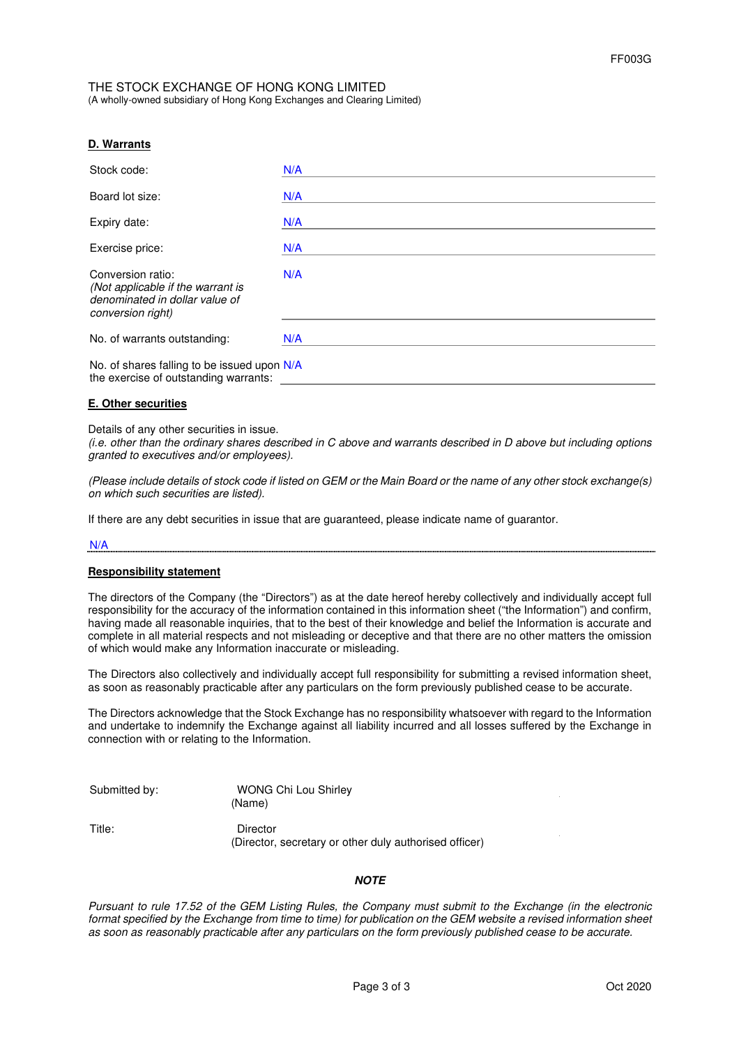FF003G

THE STOCK EXCHANGE OF HONG KONG LIMITED
(A wholly-owned subsidiary of Hong Kong Exchanges and Clearing Limited)

**D. Warrants**

| | |
|---|---|
| Stock code: | N/A |
| Board lot size: | N/A |
| Expiry date: | N/A |
| Exercise price: | N/A |
| Conversion ratio: *(Not applicable if the warrant is denominated in dollar value of conversion right)* | N/A |
| No. of warrants outstanding: | N/A |
| No. of shares falling to be issued upon the exercise of outstanding warrants: | N/A |

**E. Other securities**

Details of any other securities in issue.
*(i.e. other than the ordinary shares described in C above and warrants described in D above but including options granted to executives and/or employees).*

*(Please include details of stock code if listed on GEM or the Main Board or the name of any other stock exchange(s) on which such securities are listed).*

If there are any debt securities in issue that are guaranteed, please indicate name of guarantor.

N/A

**Responsibility statement**

The directors of the Company (the "Directors") as at the date hereof hereby collectively and individually accept full responsibility for the accuracy of the information contained in this information sheet ("the Information") and confirm, having made all reasonable inquiries, that to the best of their knowledge and belief the Information is accurate and complete in all material respects and not misleading or deceptive and that there are no other matters the omission of which would make any Information inaccurate or misleading.

The Directors also collectively and individually accept full responsibility for submitting a revised information sheet, as soon as reasonably practicable after any particulars on the form previously published cease to be accurate.

The Directors acknowledge that the Stock Exchange has no responsibility whatsoever with regard to the Information and undertake to indemnify the Exchange against all liability incurred and all losses suffered by the Exchange in connection with or relating to the Information.

Submitted by: WONG Chi Lou Shirley
(Name)

Title: Director
(Director, secretary or other duly authorised officer)

***NOTE***

*Pursuant to rule 17.52 of the GEM Listing Rules, the Company must submit to the Exchange (in the electronic format specified by the Exchange from time to time) for publication on the GEM website a revised information sheet as soon as reasonably practicable after any particulars on the form previously published cease to be accurate.*

Oct 2020